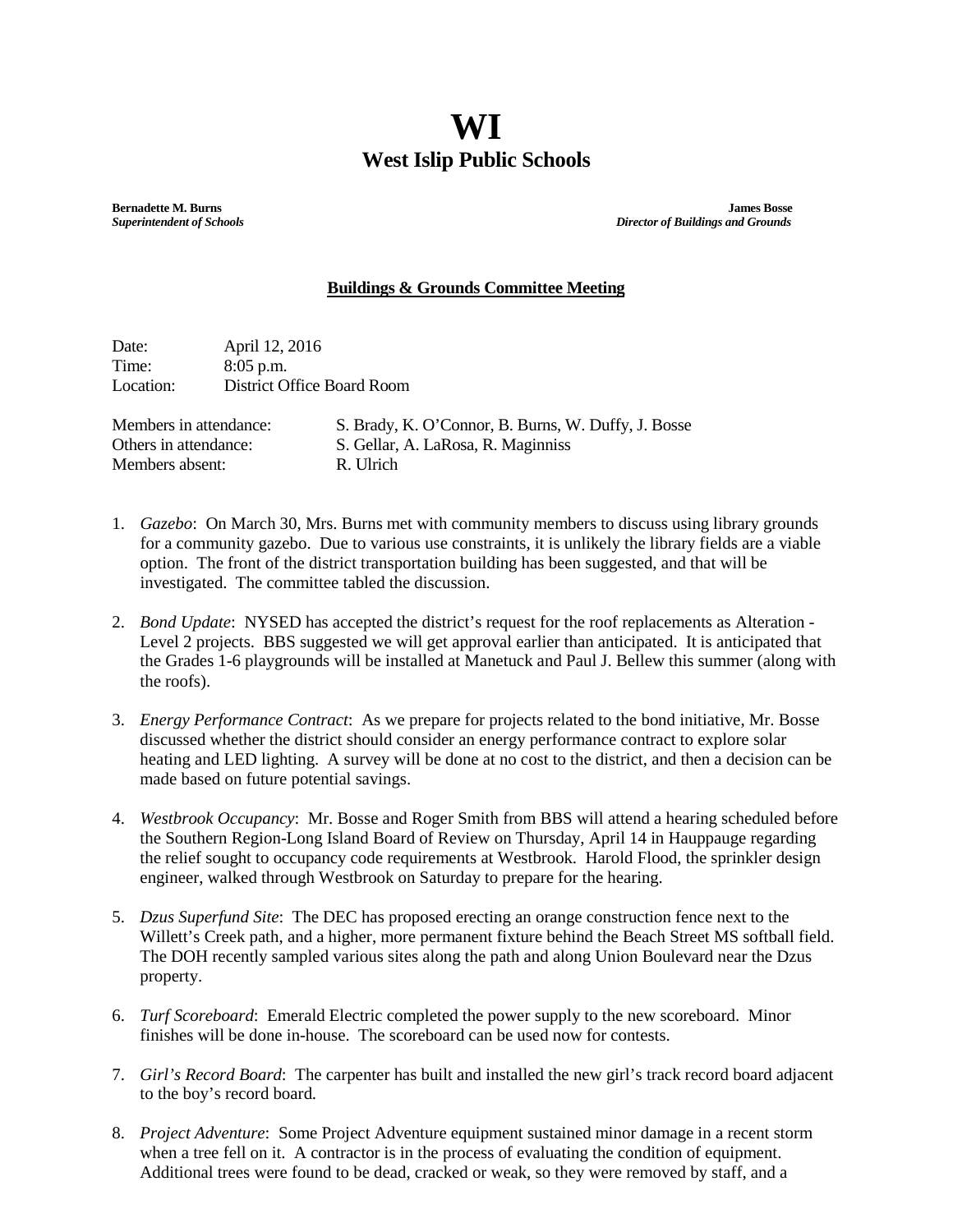# WI

## West Islip Public Schools

**Bernadette M. Burns**
***Superintendent of Schools***

**James Bosse**
***Director of Buildings and Grounds***

**Buildings & Grounds Committee Meeting**

Date: April 12, 2016
Time: 8:05 p.m.
Location: District Office Board Room

Members in attendance: S. Brady, K. O'Connor, B. Burns, W. Duffy, J. Bosse
Others in attendance: S. Gellar, A. LaRosa, R. Maginniss
Members absent: R. Ulrich

1. *Gazebo*: On March 30, Mrs. Burns met with community members to discuss using library grounds for a community gazebo. Due to various use constraints, it is unlikely the library fields are a viable option. The front of the district transportation building has been suggested, and that will be investigated. The committee tabled the discussion.

2. *Bond Update*: NYSED has accepted the district's request for the roof replacements as Alteration - Level 2 projects. BBS suggested we will get approval earlier than anticipated. It is anticipated that the Grades 1-6 playgrounds will be installed at Manetuck and Paul J. Bellew this summer (along with the roofs).

3. *Energy Performance Contract*: As we prepare for projects related to the bond initiative, Mr. Bosse discussed whether the district should consider an energy performance contract to explore solar heating and LED lighting. A survey will be done at no cost to the district, and then a decision can be made based on future potential savings.

4. *Westbrook Occupancy*: Mr. Bosse and Roger Smith from BBS will attend a hearing scheduled before the Southern Region-Long Island Board of Review on Thursday, April 14 in Hauppauge regarding the relief sought to occupancy code requirements at Westbrook. Harold Flood, the sprinkler design engineer, walked through Westbrook on Saturday to prepare for the hearing.

5. *Dzus Superfund Site*: The DEC has proposed erecting an orange construction fence next to the Willett's Creek path, and a higher, more permanent fixture behind the Beach Street MS softball field. The DOH recently sampled various sites along the path and along Union Boulevard near the Dzus property.

6. *Turf Scoreboard*: Emerald Electric completed the power supply to the new scoreboard. Minor finishes will be done in-house. The scoreboard can be used now for contests.

7. *Girl's Record Board*: The carpenter has built and installed the new girl's track record board adjacent to the boy's record board.

8. *Project Adventure*: Some Project Adventure equipment sustained minor damage in a recent storm when a tree fell on it. A contractor is in the process of evaluating the condition of equipment. Additional trees were found to be dead, cracked or weak, so they were removed by staff, and a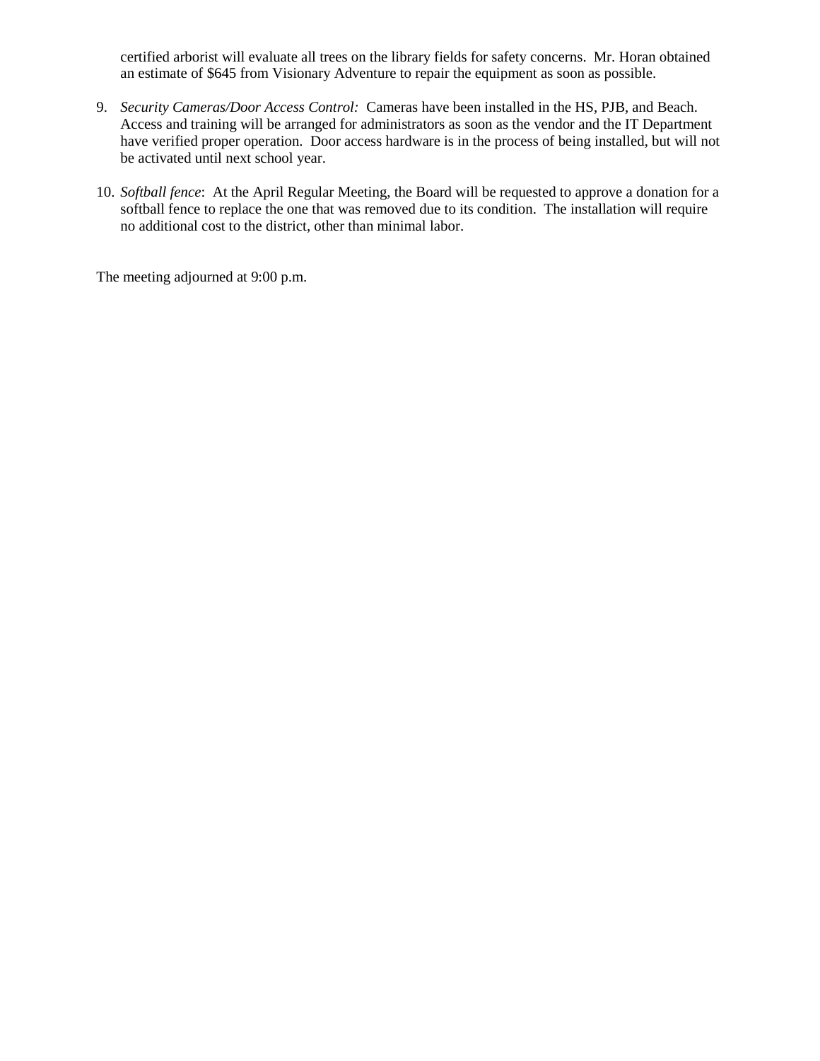certified arborist will evaluate all trees on the library fields for safety concerns. Mr. Horan obtained an estimate of $645 from Visionary Adventure to repair the equipment as soon as possible.

9. *Security Cameras/Door Access Control:* Cameras have been installed in the HS, PJB, and Beach. Access and training will be arranged for administrators as soon as the vendor and the IT Department have verified proper operation. Door access hardware is in the process of being installed, but will not be activated until next school year.

10. *Softball fence*: At the April Regular Meeting, the Board will be requested to approve a donation for a softball fence to replace the one that was removed due to its condition. The installation will require no additional cost to the district, other than minimal labor.

The meeting adjourned at 9:00 p.m.